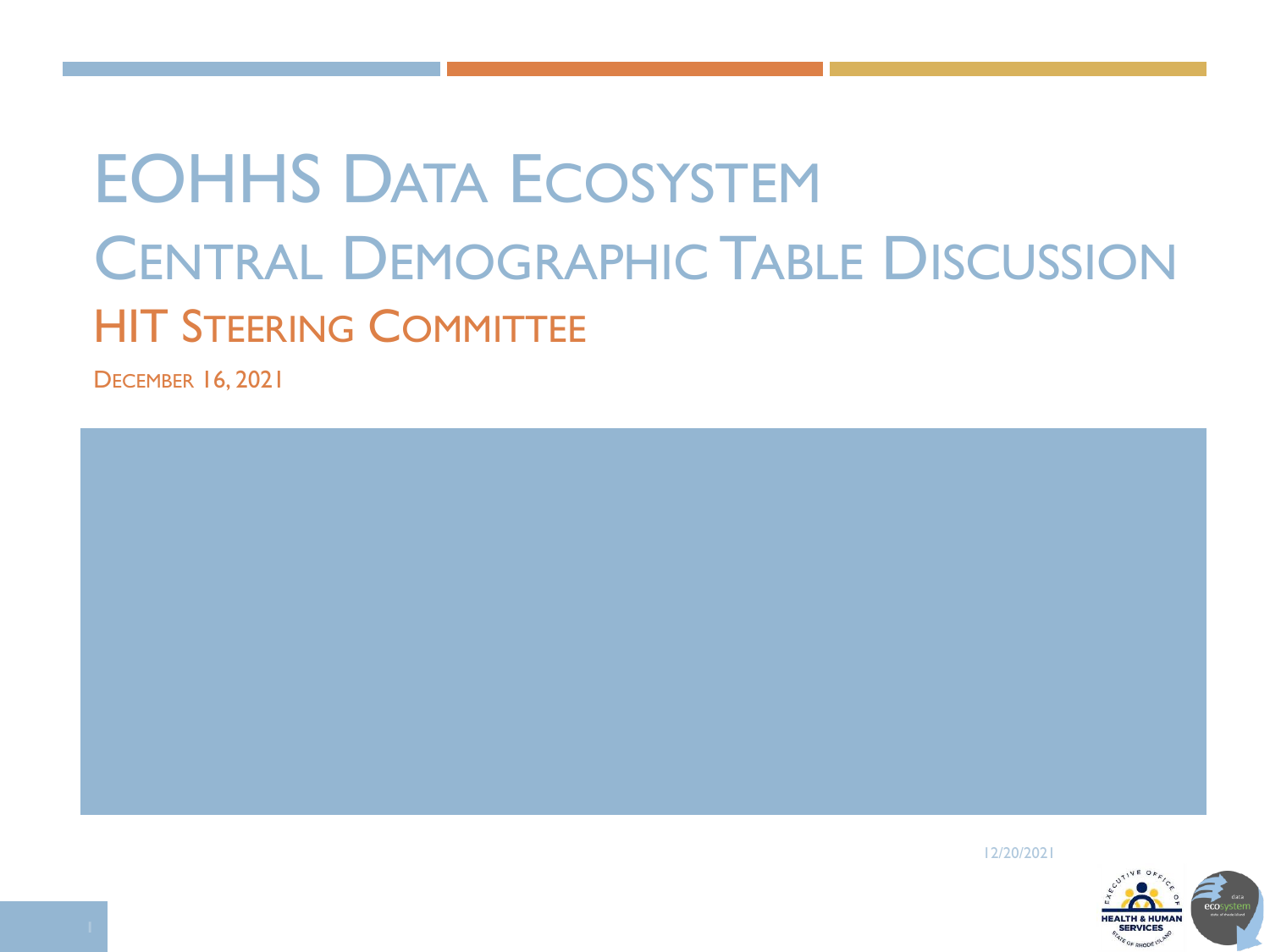# EOHHS Data Ecosystem

# Central Demographic Table Discussion

## HIT Steering Committee

December 16, 2021

12/20/2021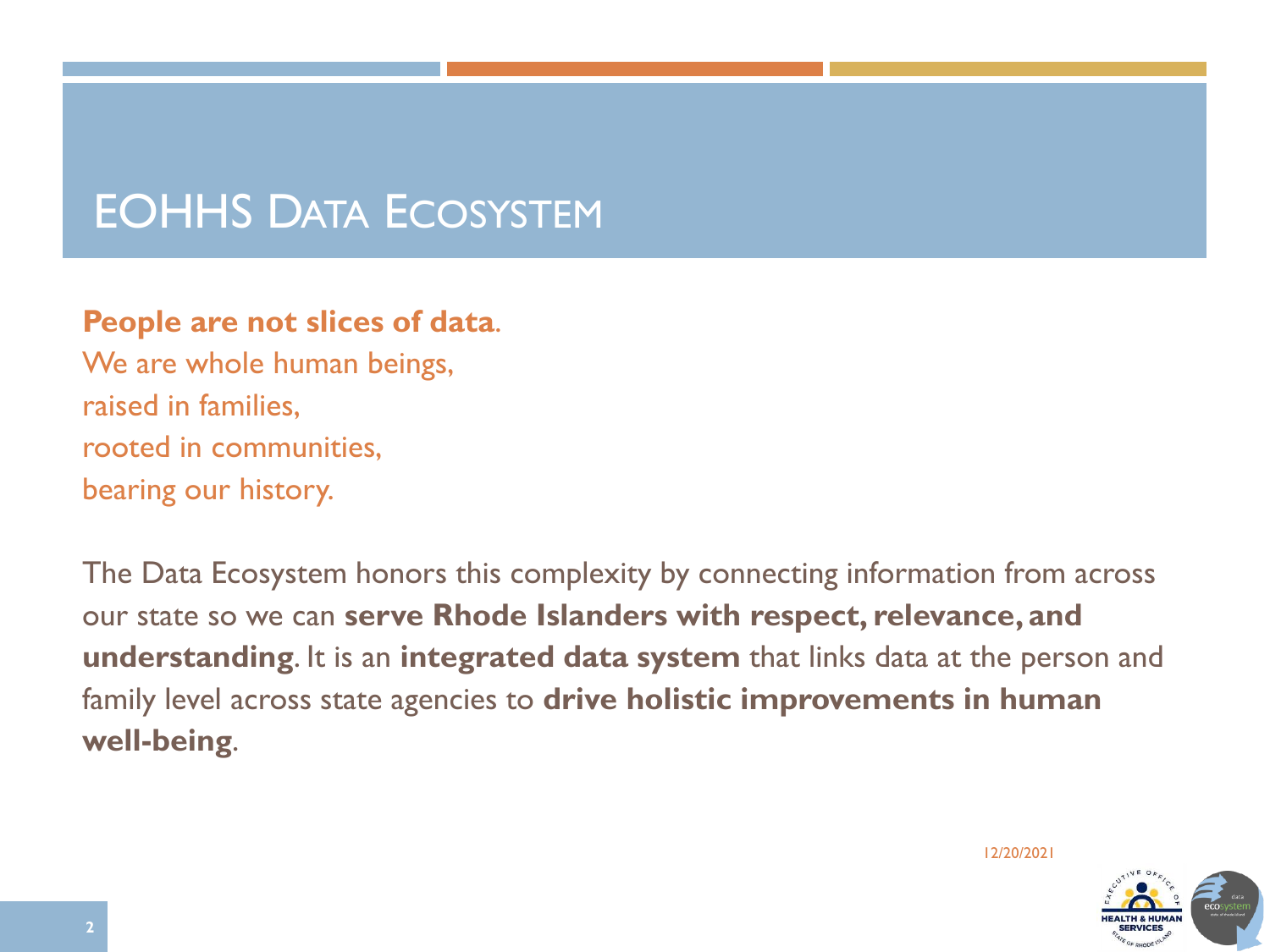# EOHHS Data Ecosystem

**People are not slices of data**.
We are whole human beings,
raised in families,
rooted in communities,
bearing our history.

The Data Ecosystem honors this complexity by connecting information from across our state so we can **serve Rhode Islanders with respect, relevance, and understanding**. It is an **integrated data system** that links data at the person and family level across state agencies to **drive holistic improvements in human well-being**.

12/20/2021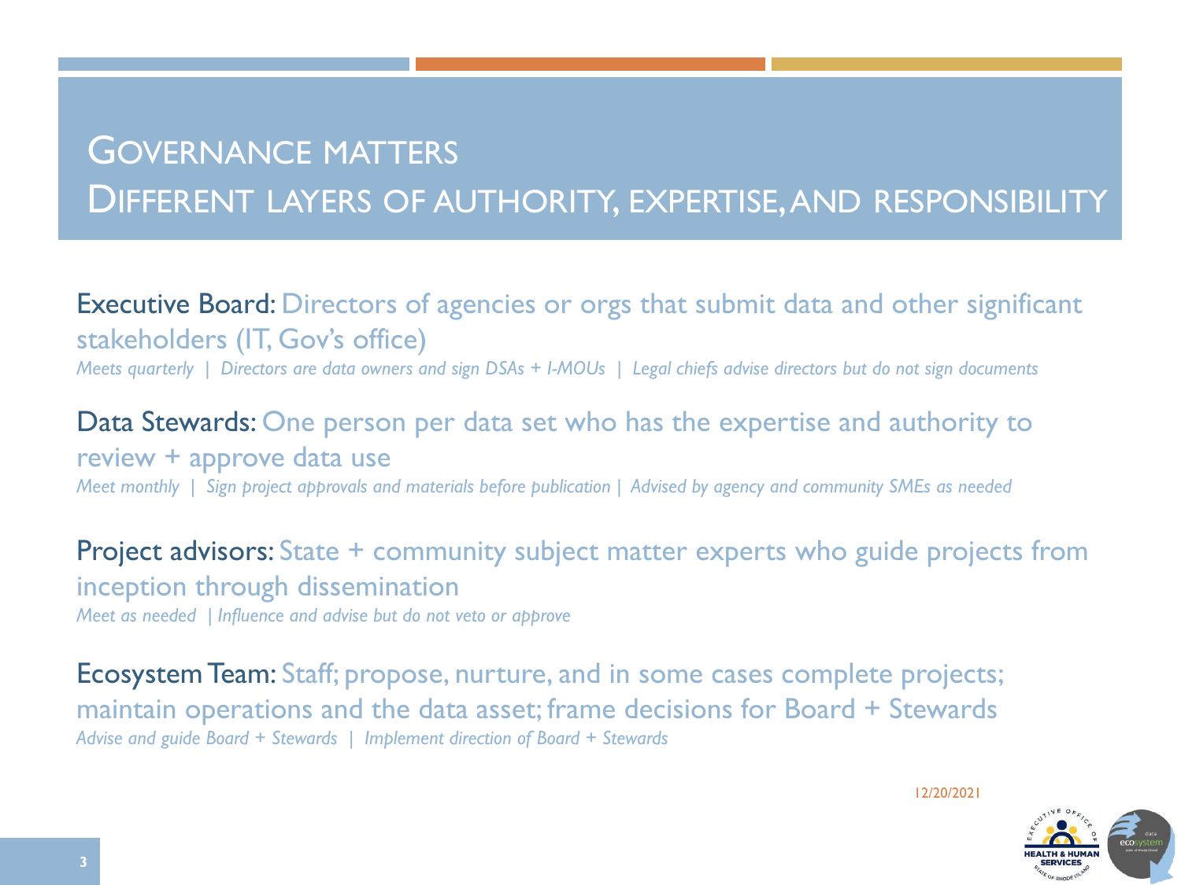# Governance matters
# Different layers of authority, expertise, and responsibility

**Executive Board:** Directors of agencies or orgs that submit data and other significant stakeholders (IT, Gov's office)

*Meets quarterly | Directors are data owners and sign DSAs + I-MOUs | Legal chiefs advise directors but do not sign documents*

**Data Stewards:** One person per data set who has the expertise and authority to review + approve data use

*Meet monthly | Sign project approvals and materials before publication | Advised by agency and community SMEs as needed*

**Project advisors:** State + community subject matter experts who guide projects from inception through dissemination

*Meet as needed | Influence and advise but do not veto or approve*

**Ecosystem Team:** Staff; propose, nurture, and in some cases complete projects; maintain operations and the data asset; frame decisions for Board + Stewards

*Advise and guide Board + Stewards | Implement direction of Board + Stewards*

12/20/2021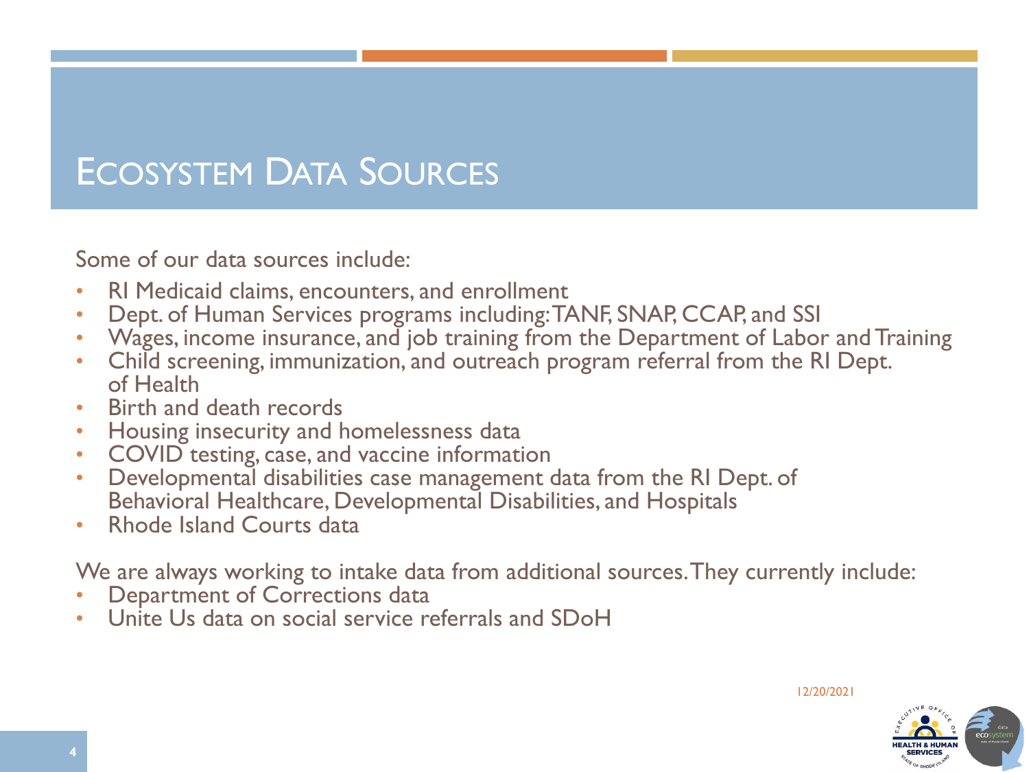# Ecosystem Data Sources

Some of our data sources include:

- RI Medicaid claims, encounters, and enrollment
- Dept. of Human Services programs including: TANF, SNAP, CCAP, and SSI
- Wages, income insurance, and job training from the Department of Labor and Training
- Child screening, immunization, and outreach program referral from the RI Dept. of Health
- Birth and death records
- Housing insecurity and homelessness data
- COVID testing, case, and vaccine information
- Developmental disabilities case management data from the RI Dept. of Behavioral Healthcare, Developmental Disabilities, and Hospitals
- Rhode Island Courts data

We are always working to intake data from additional sources. They currently include:

- Department of Corrections data
- Unite Us data on social service referrals and SDoH

12/20/2021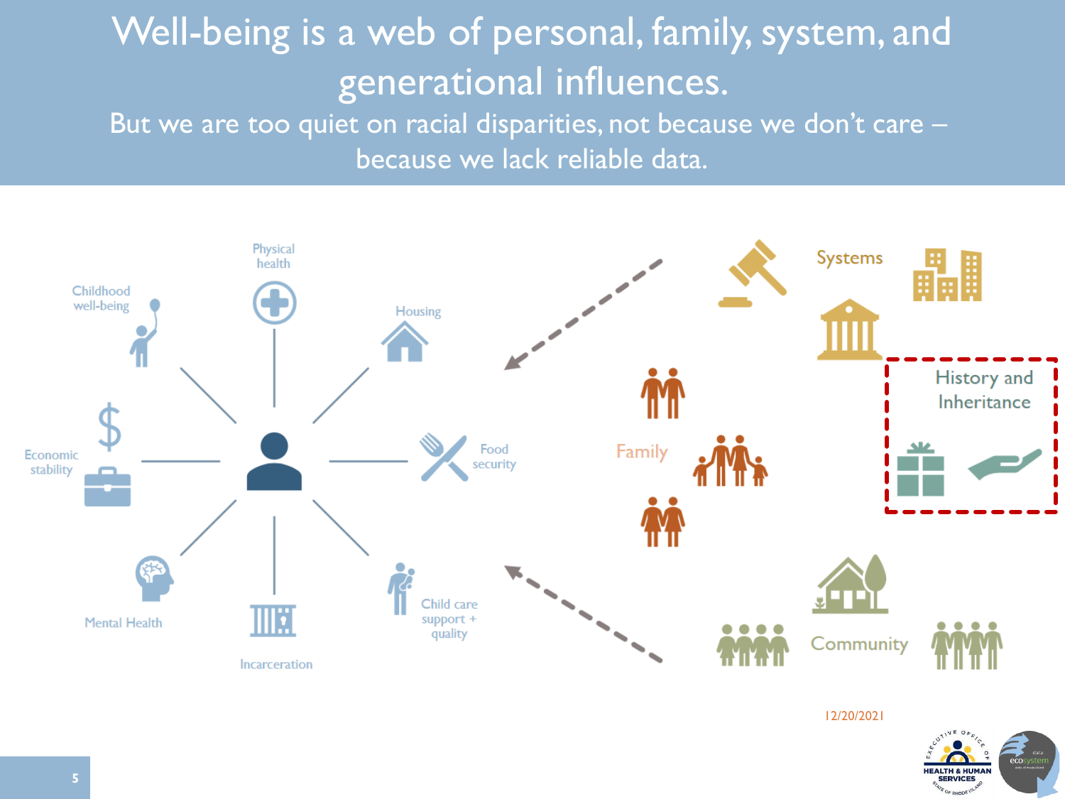# Well-being is a web of personal, family, system, and generational influences.

But we are too quiet on racial disparities, not because we don't care – because we lack reliable data.

Physical health

Childhood well-being

Housing

Economic stability

Food security

Mental Health

Incarceration

Child care support + quality

Systems

Family

History and Inheritance

Community

12/20/2021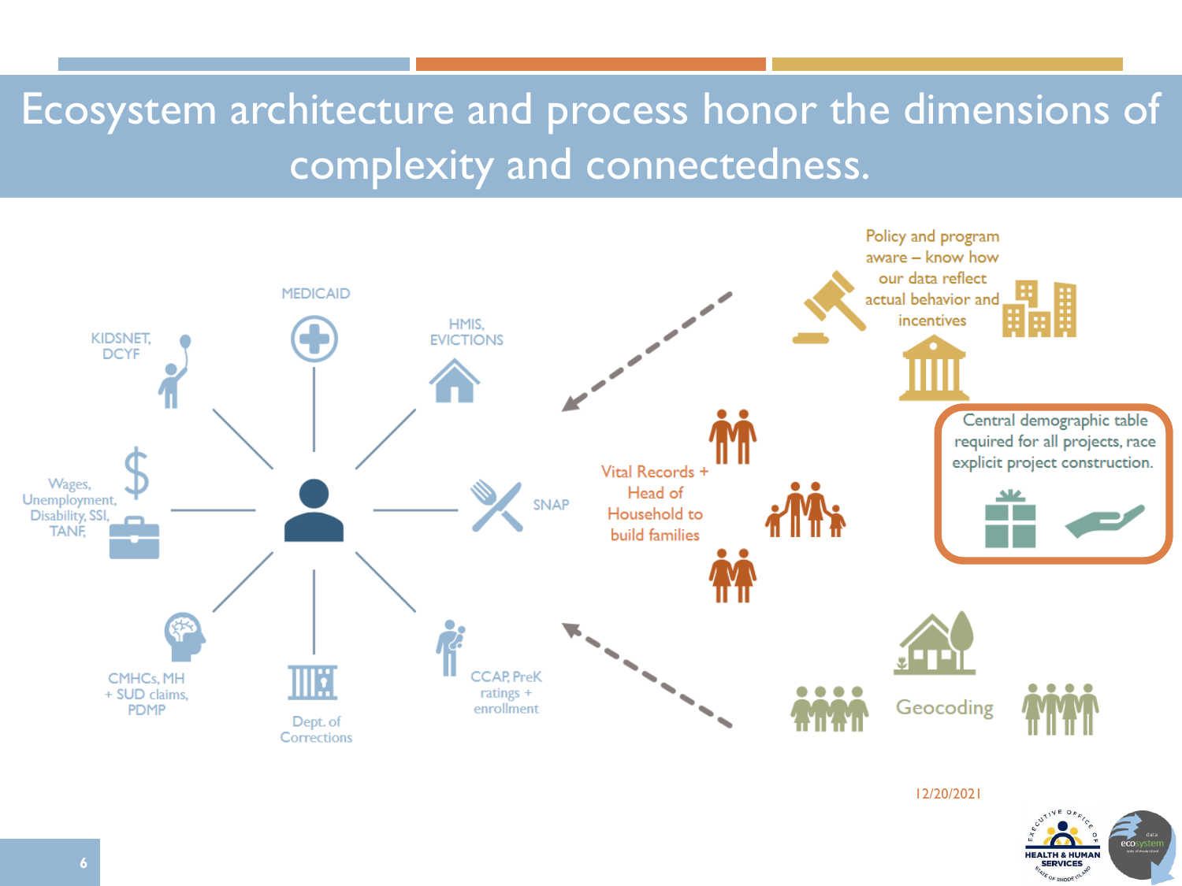# Ecosystem architecture and process honor the dimensions of complexity and connectedness.

MEDICAID

KIDSNET, DCYF

HMIS, EVICTIONS

Wages, Unemployment, Disability, SSI, TANF,

SNAP

CMHCs, MH + SUD claims, PDMP

Dept. of Corrections

CCAP, PreK ratings + enrollment

Policy and program aware – know how our data reflect actual behavior and incentives

Vital Records + Head of Household to build families

Central demographic table required for all projects, race explicit project construction.

Geocoding

12/20/2021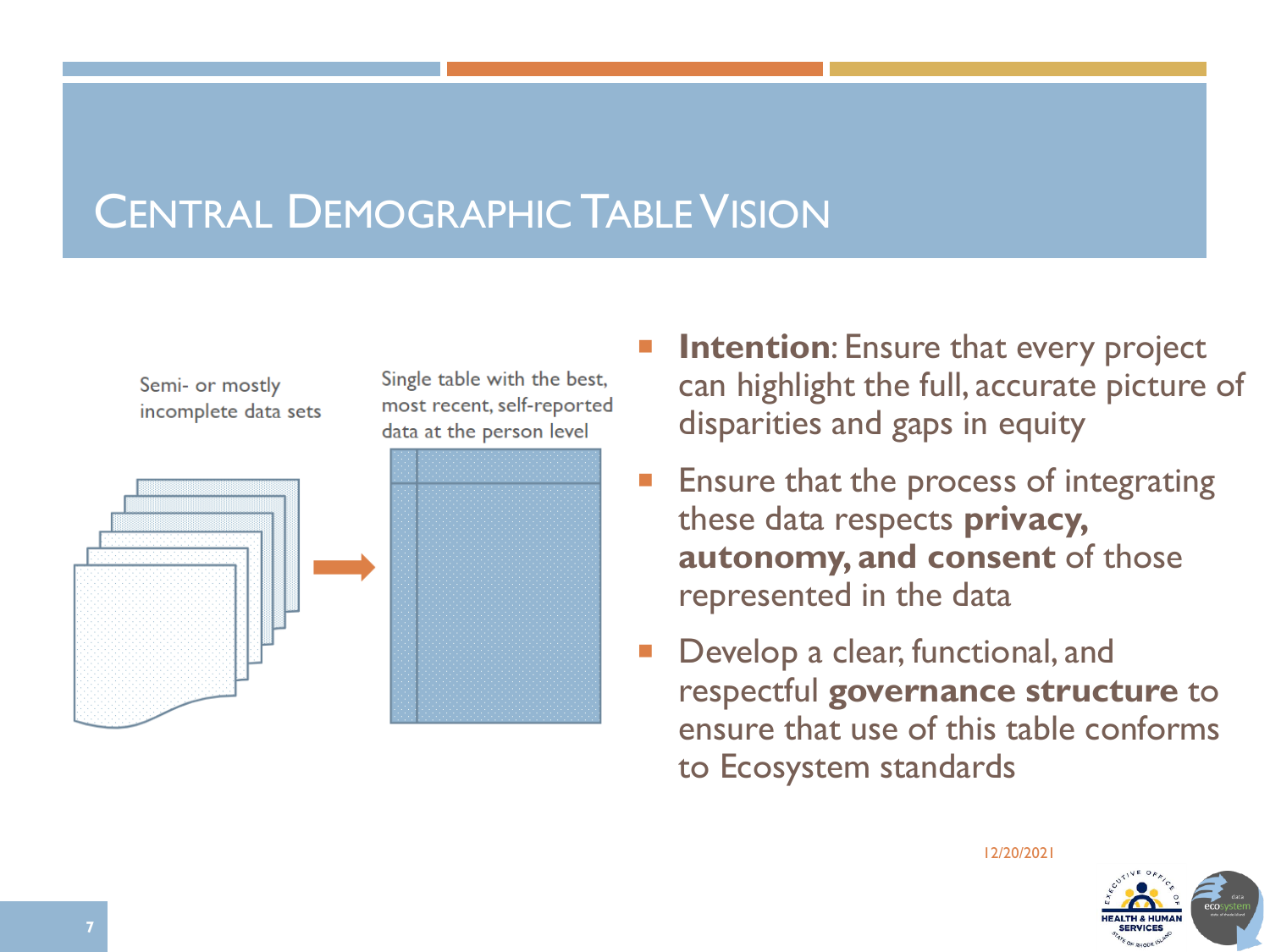# Central Demographic Table Vision

Semi- or mostly incomplete data sets

Single table with the best, most recent, self-reported data at the person level

- **Intention**: Ensure that every project can highlight the full, accurate picture of disparities and gaps in equity
- Ensure that the process of integrating these data respects **privacy, autonomy, and consent** of those represented in the data
- Develop a clear, functional, and respectful **governance structure** to ensure that use of this table conforms to Ecosystem standards

12/20/2021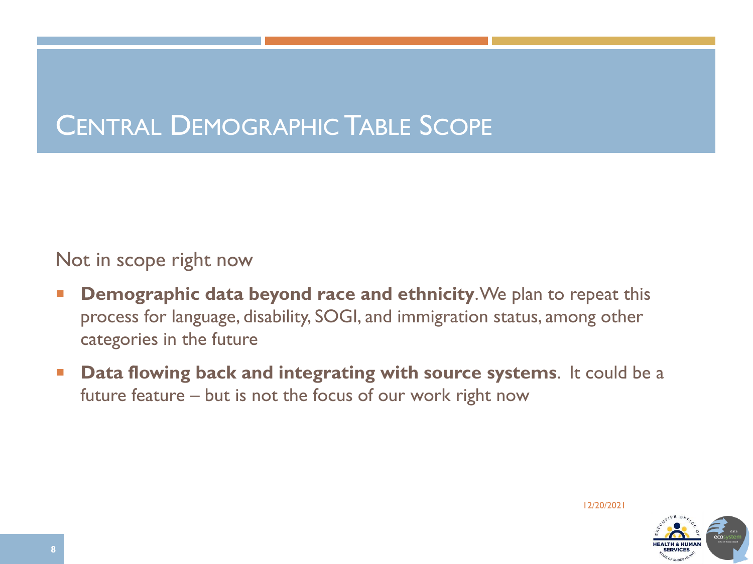# Central Demographic Table Scope

Not in scope right now

- **Demographic data beyond race and ethnicity**. We plan to repeat this process for language, disability, SOGI, and immigration status, among other categories in the future
- **Data flowing back and integrating with source systems**. It could be a future feature – but is not the focus of our work right now

12/20/2021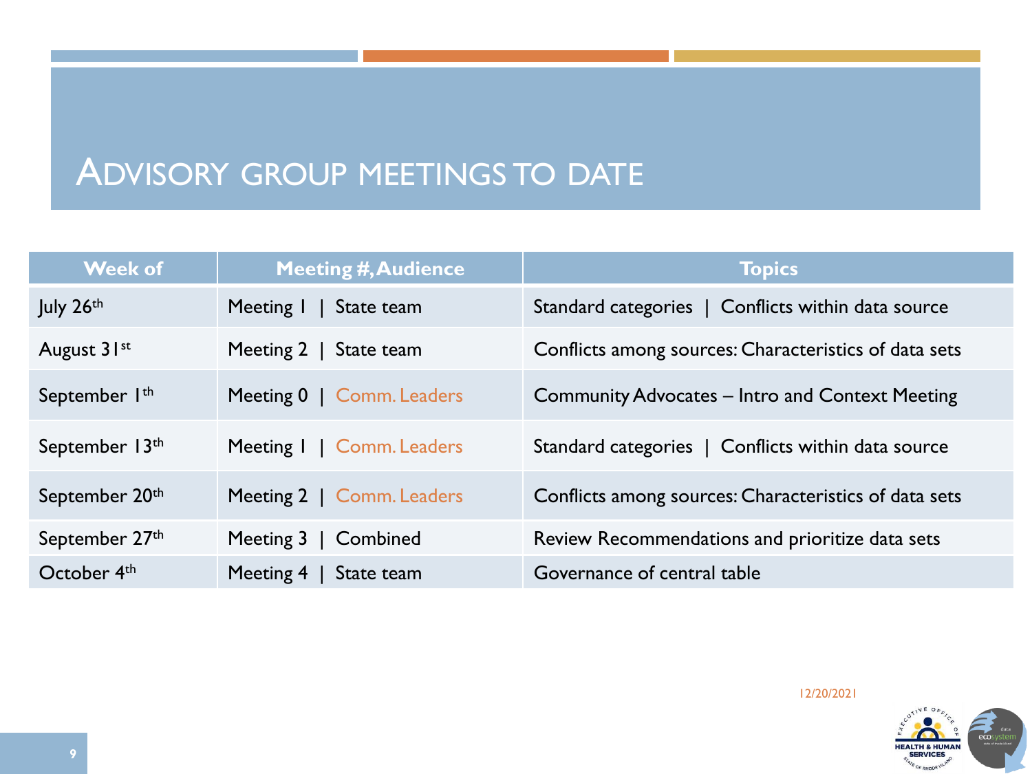# ADVISORY GROUP MEETINGS TO DATE

| Week of | Meeting #, Audience | Topics |
|---|---|---|
| July 26th | Meeting 1 \| State team | Standard categories \| Conflicts within data source |
| August 31st | Meeting 2 \| State team | Conflicts among sources: Characteristics of data sets |
| September 1th | Meeting 0 \| Comm. Leaders | Community Advocates – Intro and Context Meeting |
| September 13th | Meeting 1 \| Comm. Leaders | Standard categories \| Conflicts within data source |
| September 20th | Meeting 2 \| Comm. Leaders | Conflicts among sources: Characteristics of data sets |
| September 27th | Meeting 3 \| Combined | Review Recommendations and prioritize data sets |
| October 4th | Meeting 4 \| State team | Governance of central table |

12/20/2021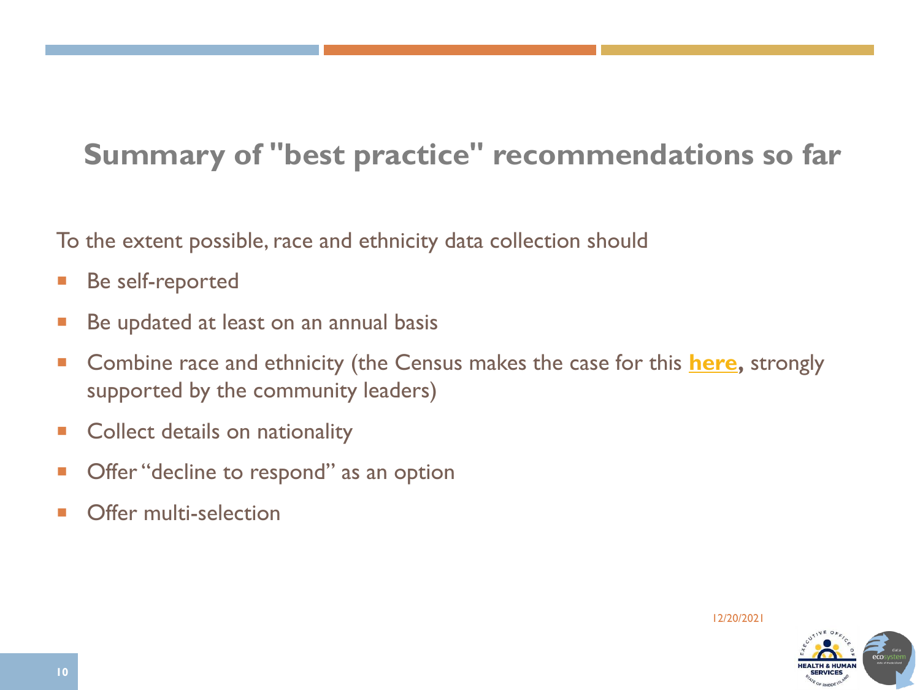## Summary of "best practice" recommendations so far

To the extent possible, race and ethnicity data collection should

- Be self-reported
- Be updated at least on an annual basis
- Combine race and ethnicity (the Census makes the case for this **here**, strongly supported by the community leaders)
- Collect details on nationality
- Offer "decline to respond" as an option
- Offer multi-selection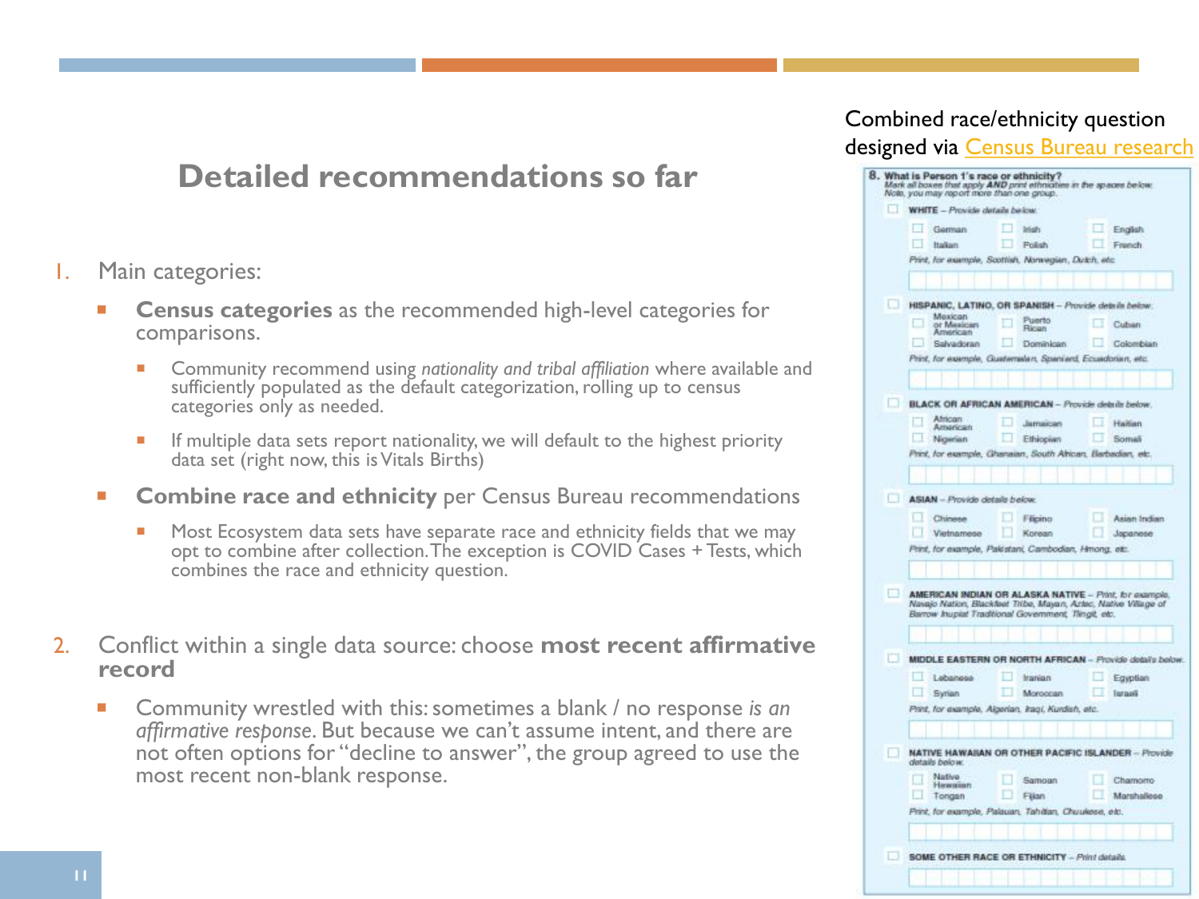# Detailed recommendations so far

1. Main categories:
   - **Census categories** as the recommended high-level categories for comparisons.
     - Community recommend using *nationality and tribal affiliation* where available and sufficiently populated as the default categorization, rolling up to census categories only as needed.
     - If multiple data sets report nationality, we will default to the highest priority data set (right now, this is Vitals Births)
   - **Combine race and ethnicity** per Census Bureau recommendations
     - Most Ecosystem data sets have separate race and ethnicity fields that we may opt to combine after collection. The exception is COVID Cases + Tests, which combines the race and ethnicity question.
2. Conflict within a single data source: choose **most recent affirmative record**
   - Community wrestled with this: sometimes a blank / no response *is an affirmative response*. But because we can't assume intent, and there are not often options for "decline to answer", the group agreed to use the most recent non-blank response.

Combined race/ethnicity question designed via Census Bureau research

**8. What is Person 1's race or ethnicity?**
*Mark all boxes that apply* ***AND*** *print ethnicities in the spaces below. Note, you may report more than one group.*

☐ **WHITE** – *Provide details below.*
☐ German ☐ Irish ☐ English
☐ Italian ☐ Polish ☐ French
*Print, for example, Scottish, Norwegian, Dutch, etc.*

☐ **HISPANIC, LATINO, OR SPANISH** – *Provide details below.*
☐ Mexican or Mexican American ☐ Puerto Rican ☐ Cuban
☐ Salvadoran ☐ Dominican ☐ Colombian
*Print, for example, Guatemalan, Spaniard, Ecuadorian, etc.*

☐ **BLACK OR AFRICAN AMERICAN** – *Provide details below.*
☐ African American ☐ Jamaican ☐ Haitian
☐ Nigerian ☐ Ethiopian ☐ Somali
*Print, for example, Ghanaian, South African, Barbadian, etc.*

☐ **ASIAN** – *Provide details below.*
☐ Chinese ☐ Filipino ☐ Asian Indian
☐ Vietnamese ☐ Korean ☐ Japanese
*Print, for example, Pakistani, Cambodian, Hmong, etc.*

☐ **AMERICAN INDIAN OR ALASKA NATIVE** – *Print, for example, Navajo Nation, Blackfeet Tribe, Mayan, Aztec, Native Village of Barrow Inupiat Traditional Government, Tlingit, etc.*

☐ **MIDDLE EASTERN OR NORTH AFRICAN** – *Provide details below.*
☐ Lebanese ☐ Iranian ☐ Egyptian
☐ Syrian ☐ Moroccan ☐ Israeli
*Print, for example, Algerian, Iraqi, Kurdish, etc.*

☐ **NATIVE HAWAIIAN OR OTHER PACIFIC ISLANDER** – *Provide details below.*
☐ Native Hawaiian ☐ Samoan ☐ Chamorro
☐ Tongan ☐ Fijian ☐ Marshallese
*Print, for example, Palauan, Tahitian, Chuukese, etc.*

☐ **SOME OTHER RACE OR ETHNICITY** – *Print details.*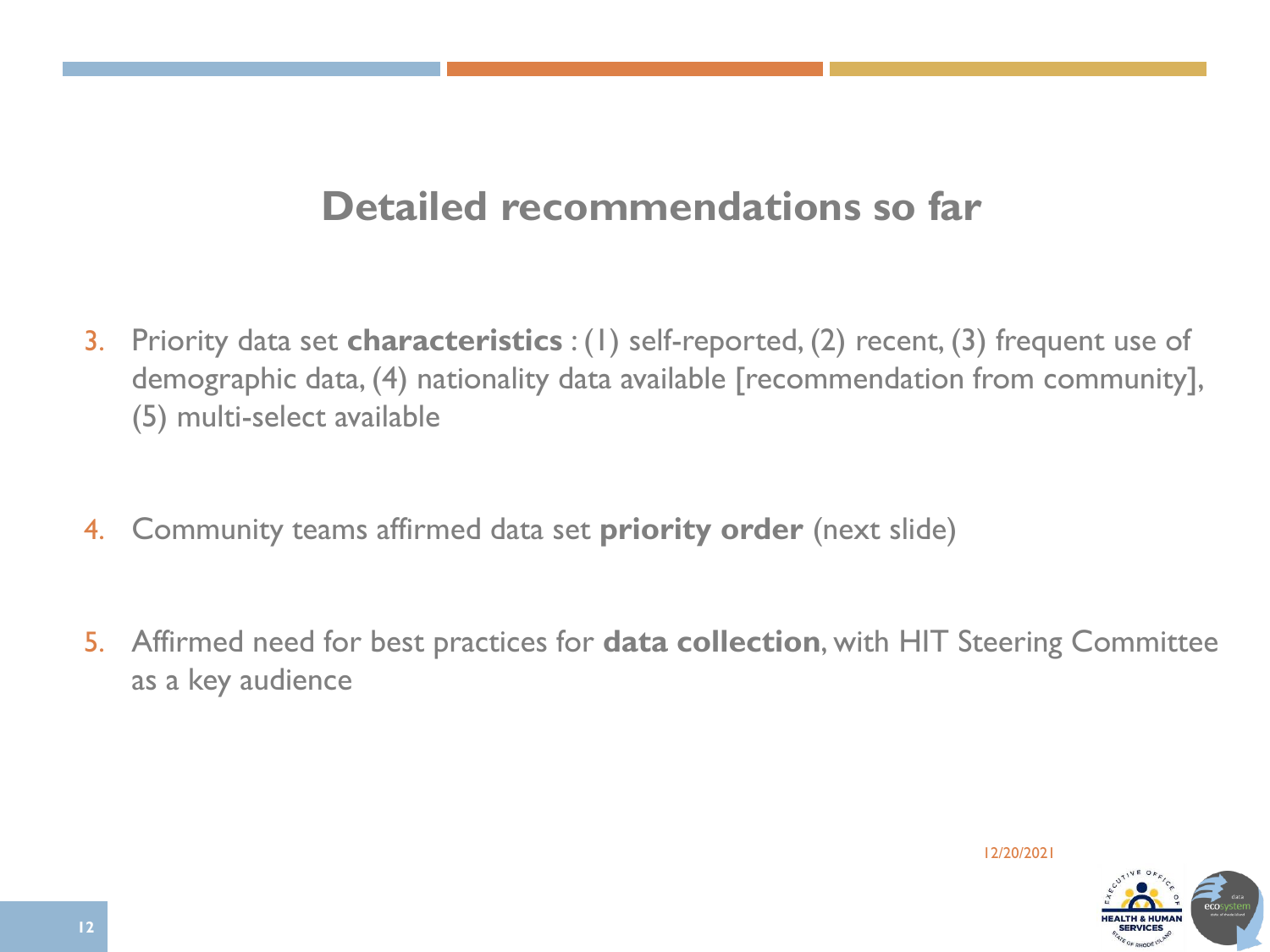# Detailed recommendations so far

3. Priority data set **characteristics** : (1) self-reported, (2) recent, (3) frequent use of demographic data, (4) nationality data available [recommendation from community], (5) multi-select available

4. Community teams affirmed data set **priority order** (next slide)

5. Affirmed need for best practices for **data collection**, with HIT Steering Committee as a key audience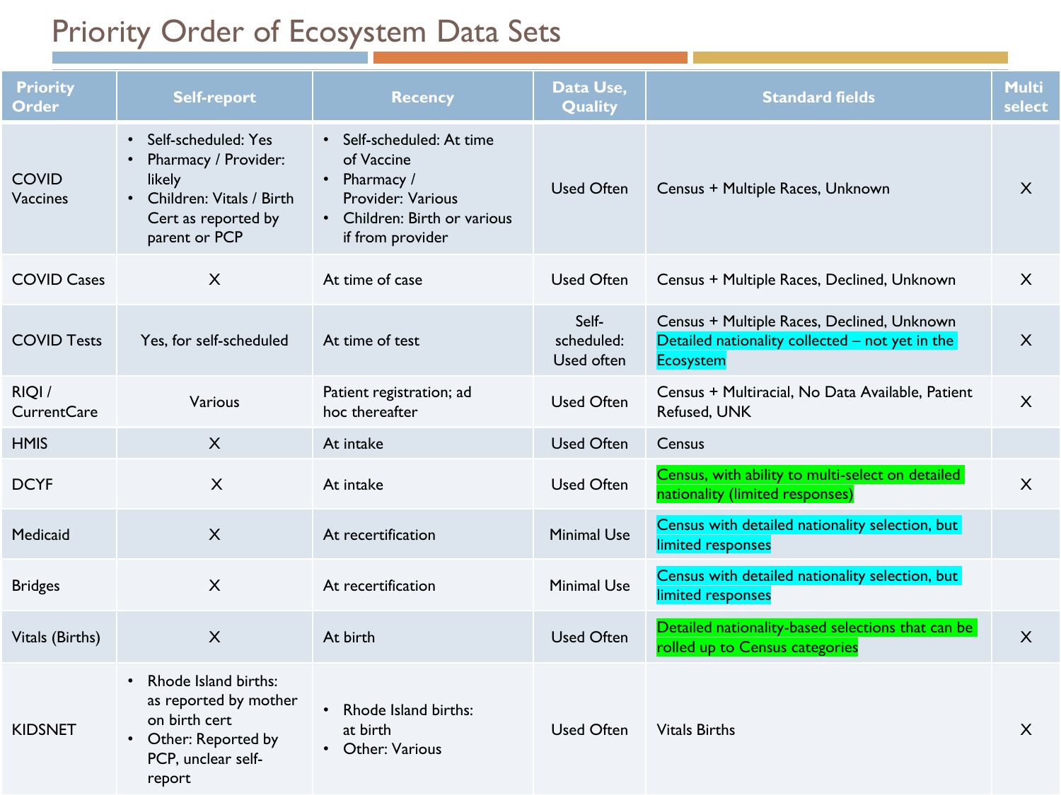# Priority Order of Ecosystem Data Sets

| Priority Order | Self-report | Recency | Data Use, Quality | Standard fields | Multi select |
|---|---|---|---|---|---|
| COVID Vaccines | • Self-scheduled: Yes<br>• Pharmacy / Provider: likely<br>• Children: Vitals / Birth Cert as reported by parent or PCP | • Self-scheduled: At time of Vaccine<br>• Pharmacy / Provider: Various<br>• Children: Birth or various if from provider | Used Often | Census + Multiple Races, Unknown | X |
| COVID Cases | X | At time of case | Used Often | Census + Multiple Races, Declined, Unknown | X |
| COVID Tests | Yes, for self-scheduled | At time of test | Self-scheduled: Used often | Census + Multiple Races, Declined, Unknown<br>Detailed nationality collected – not yet in the Ecosystem | X |
| RIQI / CurrentCare | Various | Patient registration; ad hoc thereafter | Used Often | Census + Multiracial, No Data Available, Patient Refused, UNK | X |
| HMIS | X | At intake | Used Often | Census | |
| DCYF | X | At intake | Used Often | Census, with ability to multi-select on detailed nationality (limited responses) | X |
| Medicaid | X | At recertification | Minimal Use | Census with detailed nationality selection, but limited responses | |
| Bridges | X | At recertification | Minimal Use | Census with detailed nationality selection, but limited responses | |
| Vitals (Births) | X | At birth | Used Often | Detailed nationality-based selections that can be rolled up to Census categories | X |
| KIDSNET | • Rhode Island births: as reported by mother on birth cert<br>• Other: Reported by PCP, unclear self-report | • Rhode Island births: at birth<br>• Other: Various | Used Often | Vitals Births | X |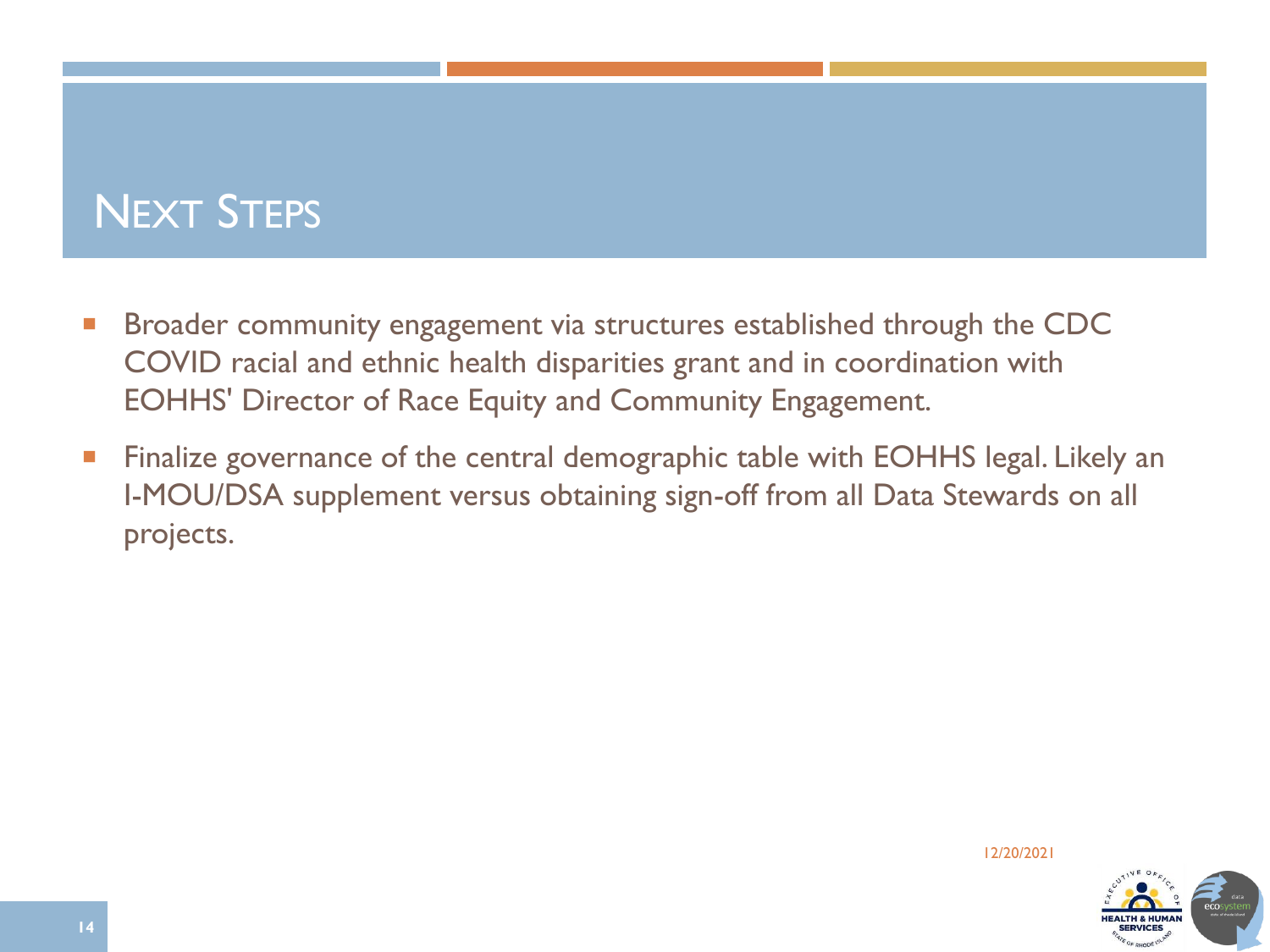# Next Steps

- Broader community engagement via structures established through the CDC COVID racial and ethnic health disparities grant and in coordination with EOHHS' Director of Race Equity and Community Engagement.
- Finalize governance of the central demographic table with EOHHS legal. Likely an I-MOU/DSA supplement versus obtaining sign-off from all Data Stewards on all projects.

12/20/2021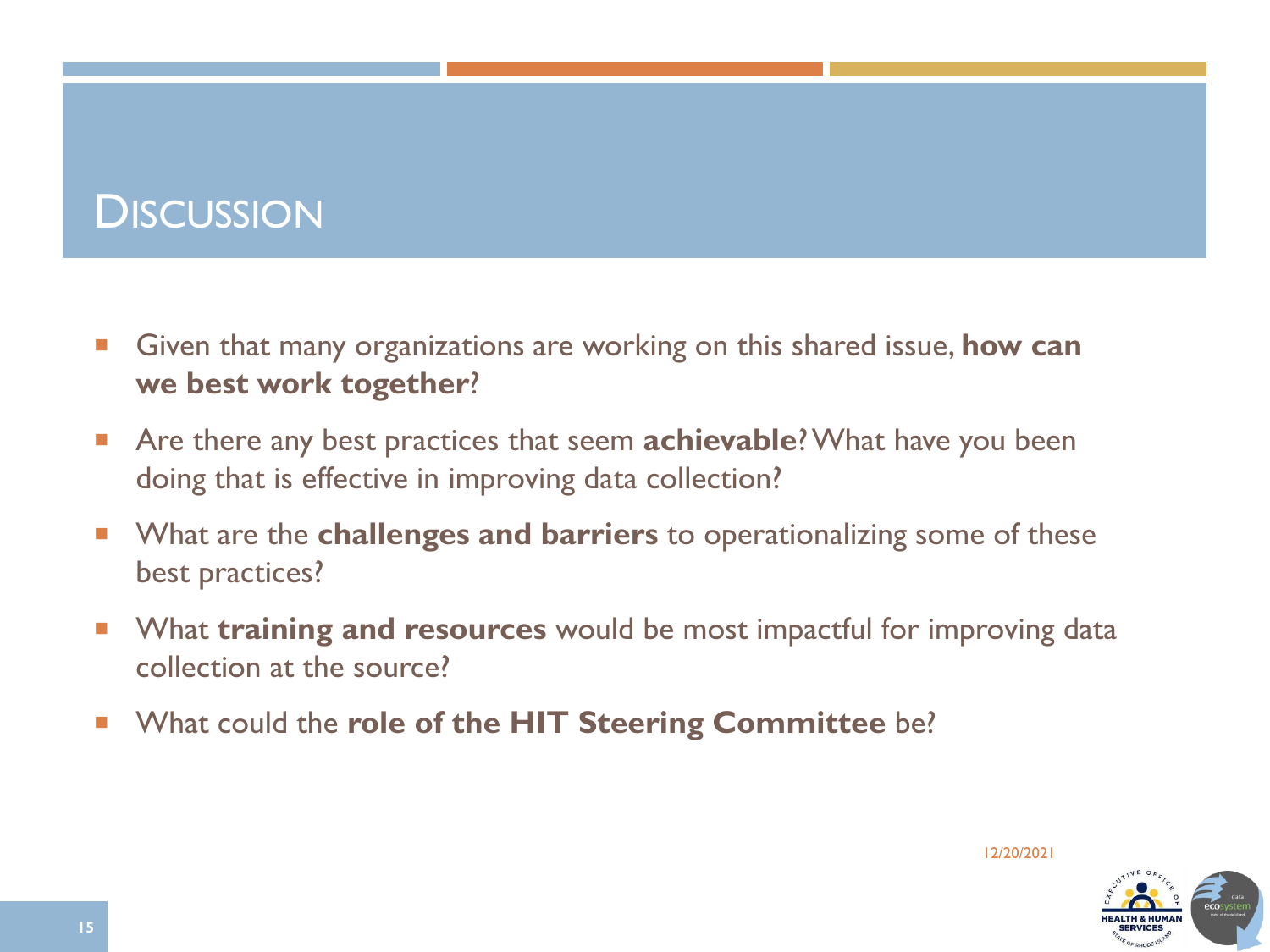# Discussion

- Given that many organizations are working on this shared issue, **how can we best work together**?
- Are there any best practices that seem **achievable**? What have you been doing that is effective in improving data collection?
- What are the **challenges and barriers** to operationalizing some of these best practices?
- What **training and resources** would be most impactful for improving data collection at the source?
- What could the **role of the HIT Steering Committee** be?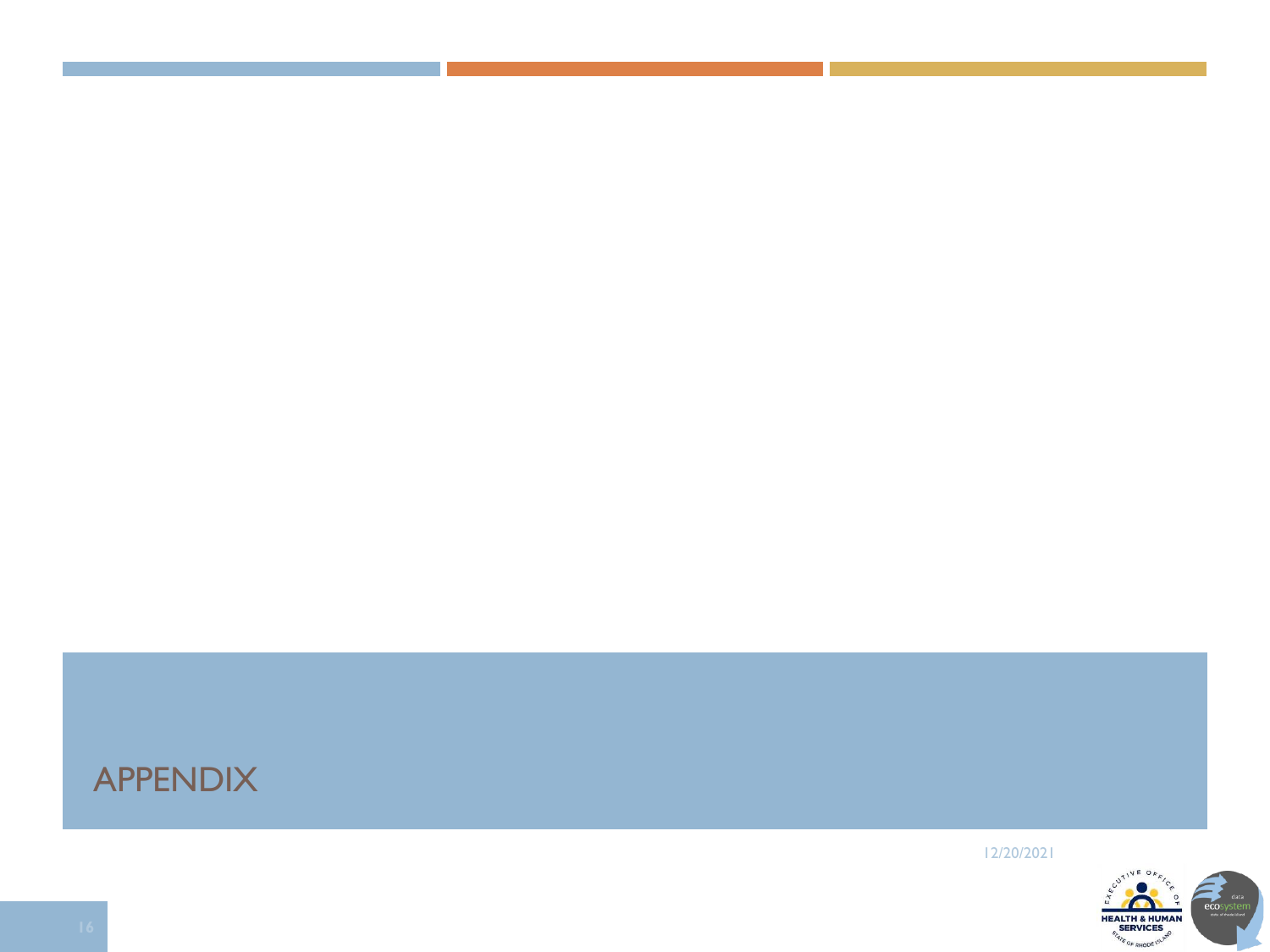# APPENDIX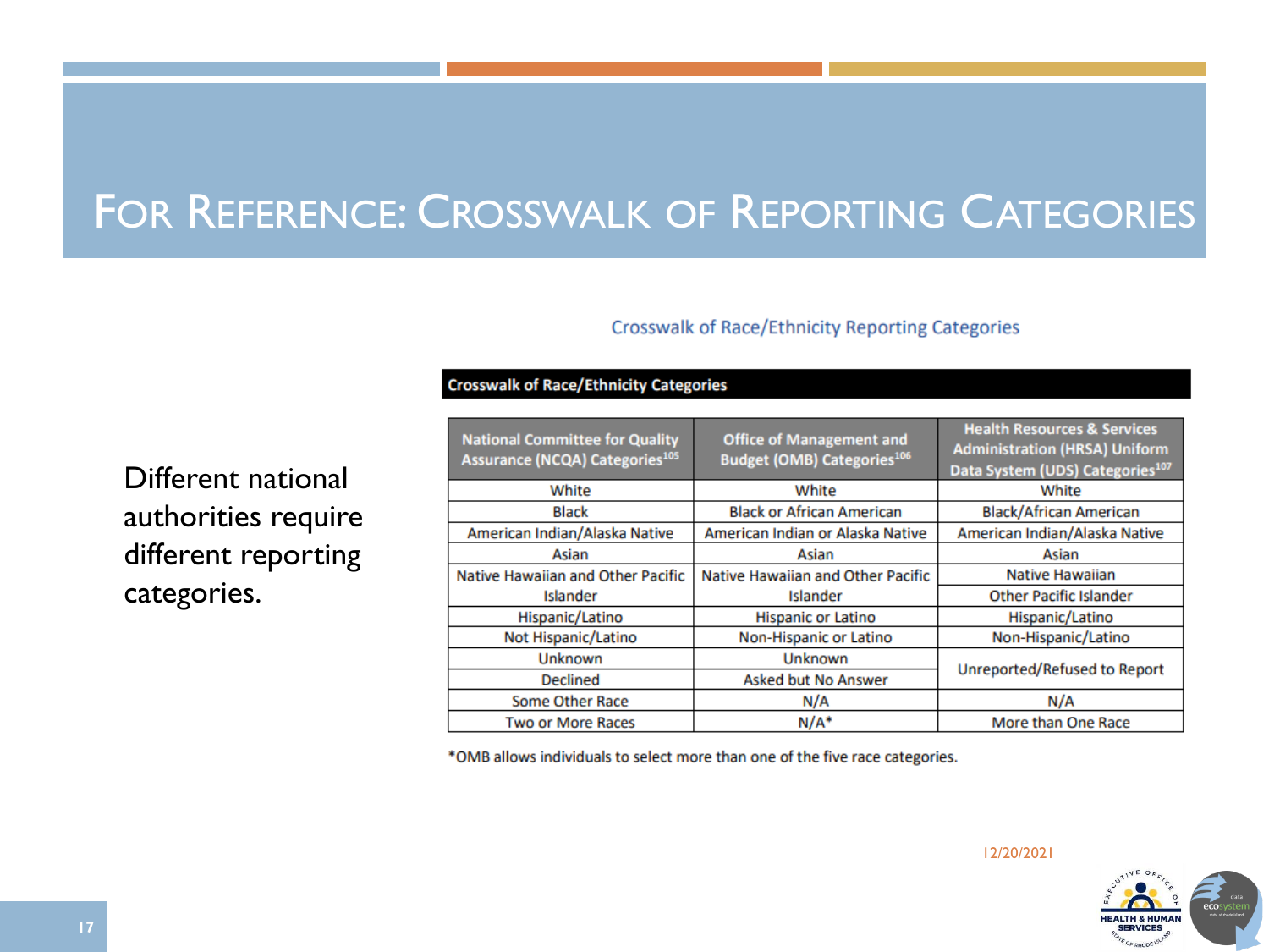# For Reference: Crosswalk of Reporting Categories

Different national authorities require different reporting categories.

Crosswalk of Race/Ethnicity Reporting Categories

**Crosswalk of Race/Ethnicity Categories**

| National Committee for Quality Assurance (NCQA) Categories[105] | Office of Management and Budget (OMB) Categories[106] | Health Resources & Services Administration (HRSA) Uniform Data System (UDS) Categories[107] |
|---|---|---|
| White | White | White |
| Black | Black or African American | Black/African American |
| American Indian/Alaska Native | American Indian or Alaska Native | American Indian/Alaska Native |
| Asian | Asian | Asian |
| Native Hawaiian and Other Pacific Islander | Native Hawaiian and Other Pacific Islander | Native Hawaiian |
| | | Other Pacific Islander |
| Hispanic/Latino | Hispanic or Latino | Hispanic/Latino |
| Not Hispanic/Latino | Non-Hispanic or Latino | Non-Hispanic/Latino |
| Unknown | Unknown | Unreported/Refused to Report |
| Declined | Asked but No Answer | |
| Some Other Race | N/A | N/A |
| Two or More Races | N/A* | More than One Race |

*OMB allows individuals to select more than one of the five race categories.

12/20/2021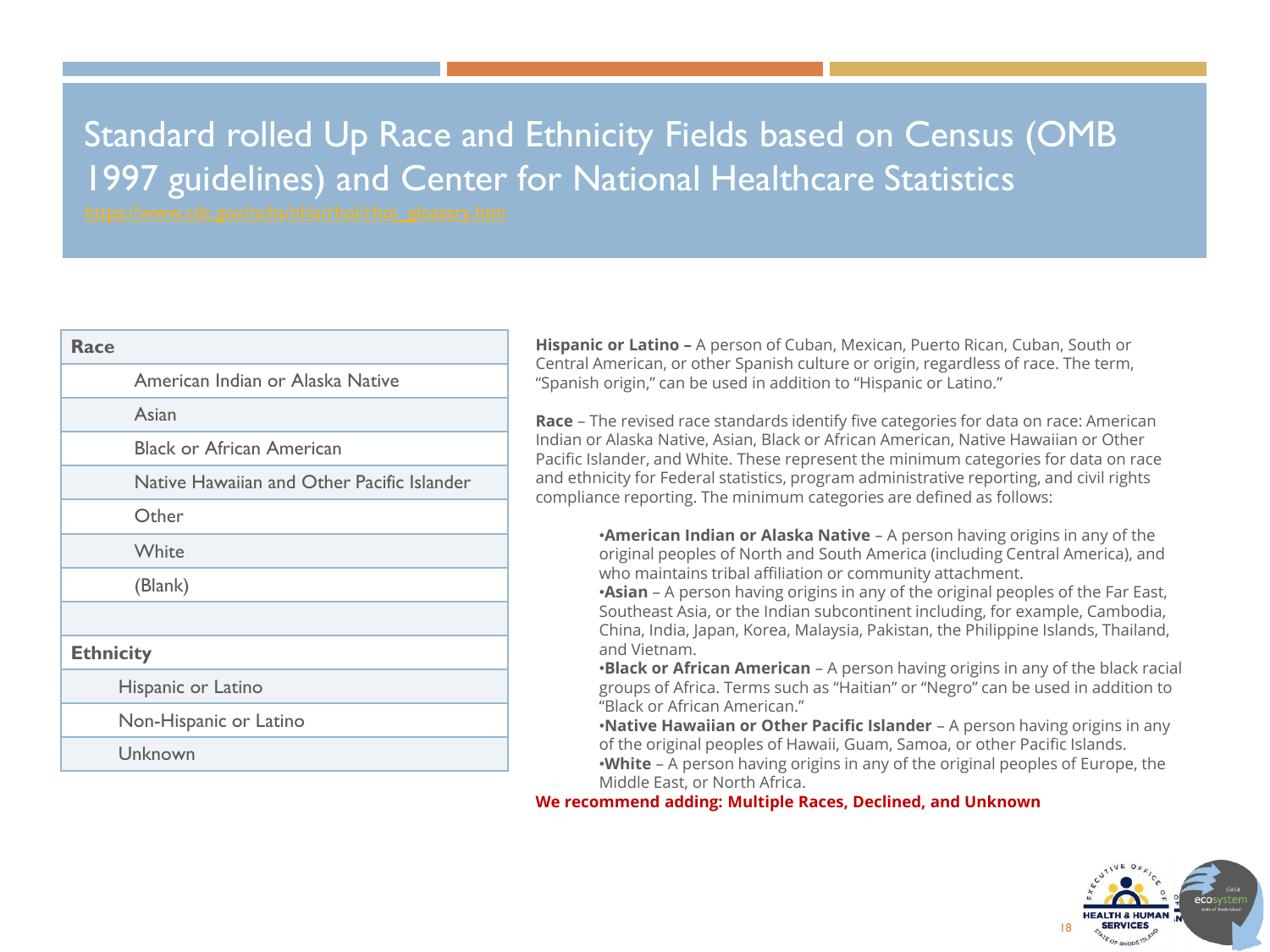# Standard rolled Up Race and Ethnicity Fields based on Census (OMB 1997 guidelines) and Center for National Healthcare Statistics

https://www.cdc.gov/nchs/nhis/rhoi/rhoi_glossary.htm

| **Race** |
|---|
| American Indian or Alaska Native |
| Asian |
| Black or African American |
| Native Hawaiian and Other Pacific Islander |
| Other |
| White |
| (Blank) |
| |
| **Ethnicity** |
| Hispanic or Latino |
| Non-Hispanic or Latino |
| Unknown |

**Hispanic or Latino –** A person of Cuban, Mexican, Puerto Rican, Cuban, South or Central American, or other Spanish culture or origin, regardless of race. The term, "Spanish origin," can be used in addition to "Hispanic or Latino."

**Race** – The revised race standards identify five categories for data on race: American Indian or Alaska Native, Asian, Black or African American, Native Hawaiian or Other Pacific Islander, and White. These represent the minimum categories for data on race and ethnicity for Federal statistics, program administrative reporting, and civil rights compliance reporting. The minimum categories are defined as follows:

- **American Indian or Alaska Native** – A person having origins in any of the original peoples of North and South America (including Central America), and who maintains tribal affiliation or community attachment.
- **Asian** – A person having origins in any of the original peoples of the Far East, Southeast Asia, or the Indian subcontinent including, for example, Cambodia, China, India, Japan, Korea, Malaysia, Pakistan, the Philippine Islands, Thailand, and Vietnam.
- **Black or African American** – A person having origins in any of the black racial groups of Africa. Terms such as "Haitian" or "Negro" can be used in addition to "Black or African American."
- **Native Hawaiian or Other Pacific Islander** – A person having origins in any of the original peoples of Hawaii, Guam, Samoa, or other Pacific Islands.
- **White** – A person having origins in any of the original peoples of Europe, the Middle East, or North Africa.

**We recommend adding: Multiple Races, Declined, and Unknown**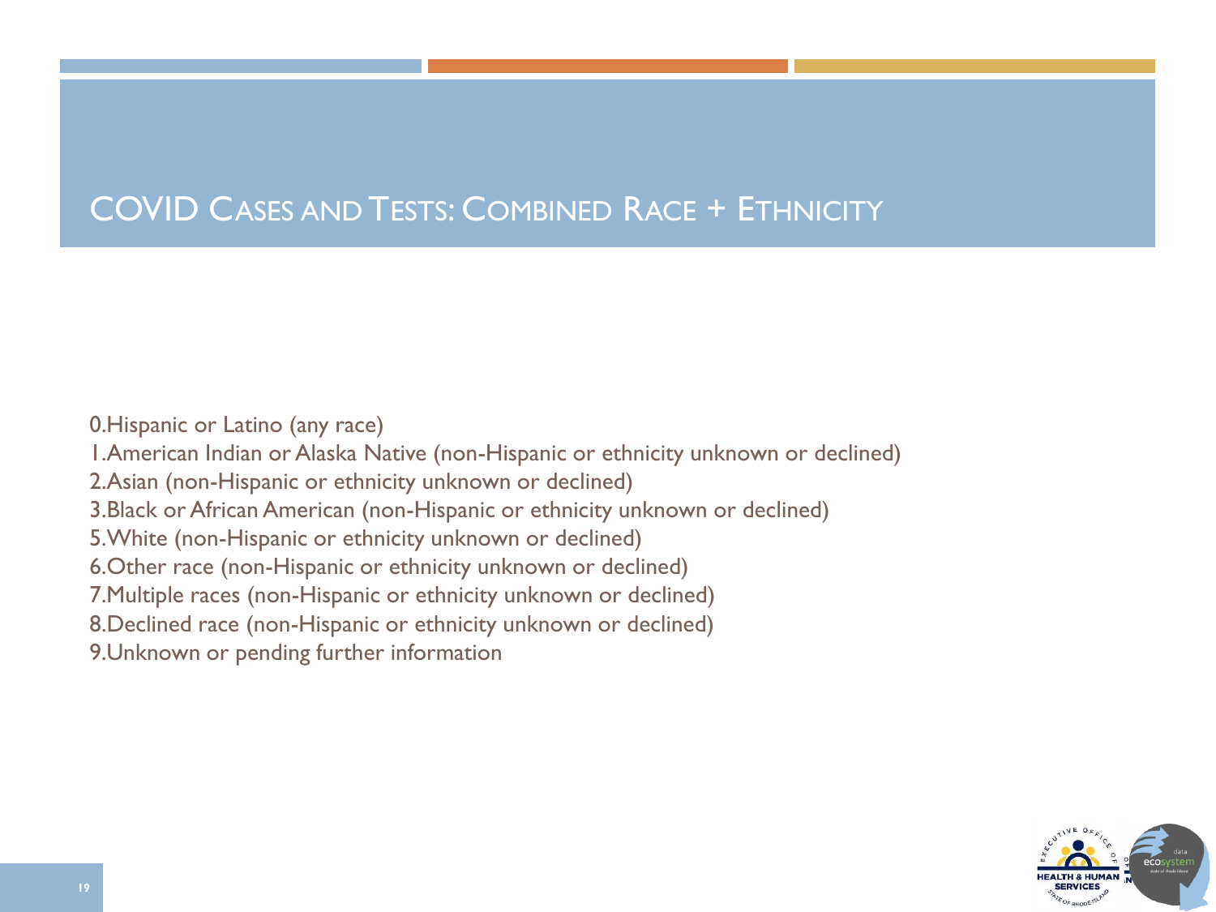# COVID Cases and Tests: Combined Race + Ethnicity

0.Hispanic or Latino (any race)
1.American Indian or Alaska Native (non-Hispanic or ethnicity unknown or declined)
2.Asian (non-Hispanic or ethnicity unknown or declined)
3.Black or African American (non-Hispanic or ethnicity unknown or declined)
5.White (non-Hispanic or ethnicity unknown or declined)
6.Other race (non-Hispanic or ethnicity unknown or declined)
7.Multiple races (non-Hispanic or ethnicity unknown or declined)
8.Declined race (non-Hispanic or ethnicity unknown or declined)
9.Unknown or pending further information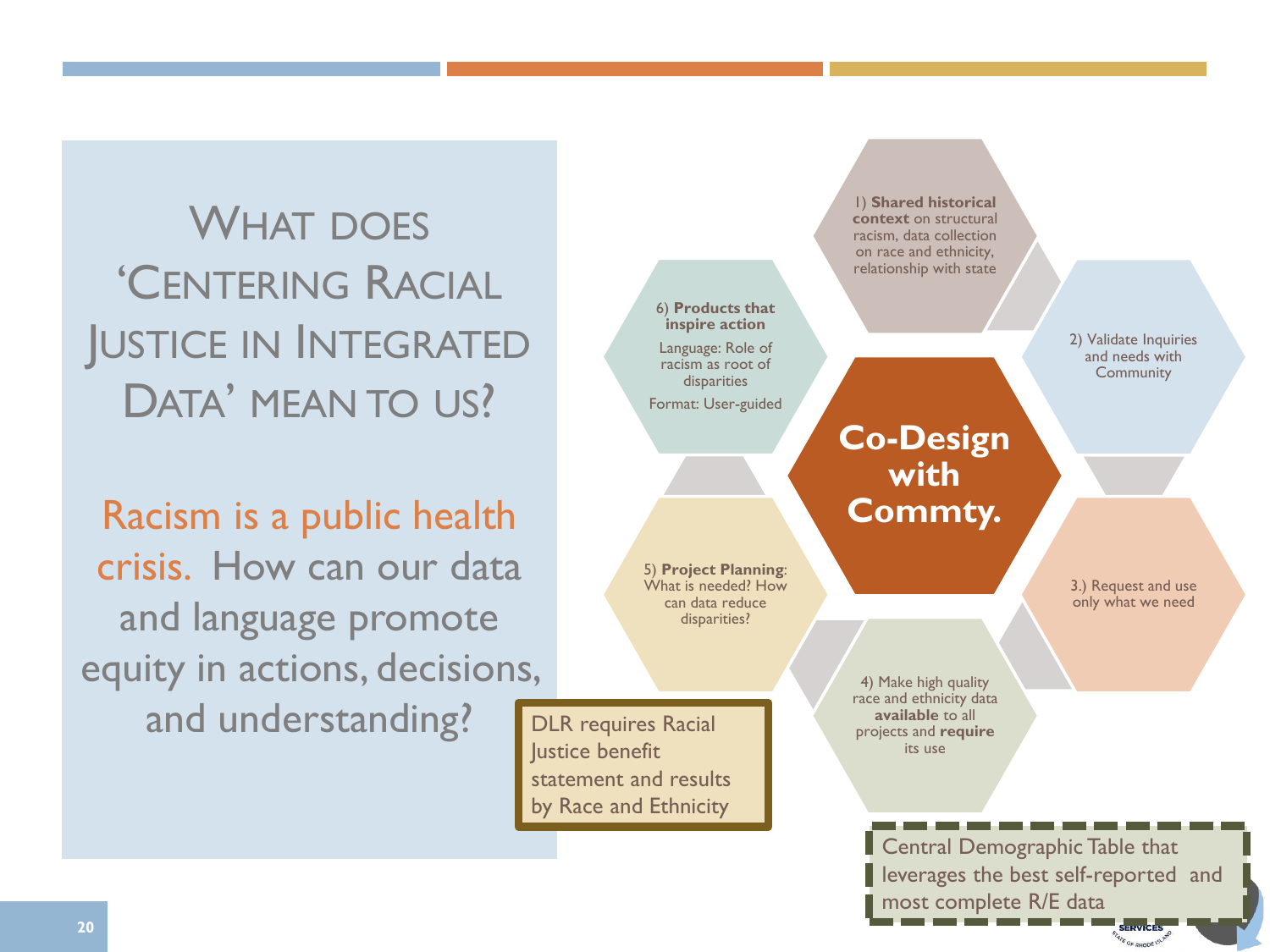# What does 'Centering Racial Justice in Integrated Data' mean to us?

Racism is a public health crisis. How can our data and language promote equity in actions, decisions, and understanding?

**Co-Design with Commty.**

1) **Shared historical context** on structural racism, data collection on race and ethnicity, relationship with state

2) Validate Inquiries and needs with Community

3.) Request and use only what we need

4) Make high quality race and ethnicity data **available** to all projects and **require** its use

5) **Project Planning**: What is needed? How can data reduce disparities?

6) **Products that inspire action**

Language: Role of racism as root of disparities

Format: User-guided

DLR requires Racial Justice benefit statement and results by Race and Ethnicity

Central Demographic Table that leverages the best self-reported and most complete R/E data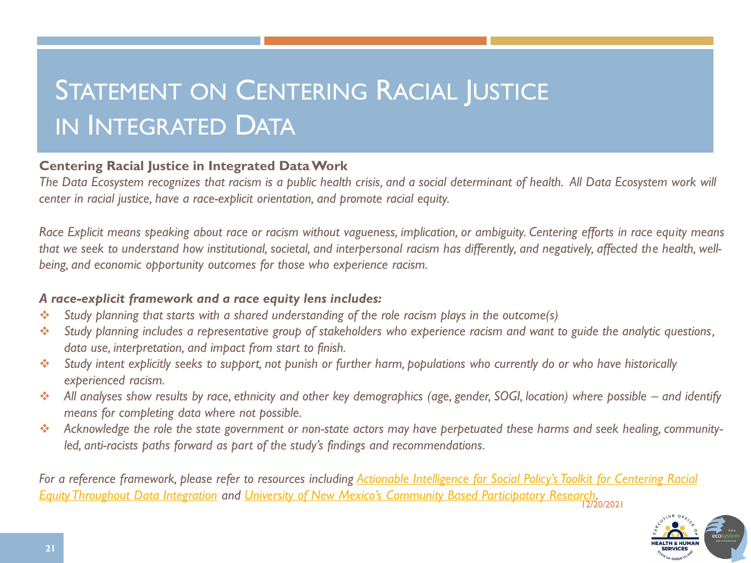# Statement on Centering Racial Justice in Integrated Data

**Centering Racial Justice in Integrated Data Work**

*The Data Ecosystem recognizes that racism is a public health crisis, and a social determinant of health. All Data Ecosystem work will center in racial justice, have a race-explicit orientation, and promote racial equity.*

*Race Explicit means speaking about race or racism without vagueness, implication, or ambiguity. Centering efforts in race equity means that we seek to understand how institutional, societal, and interpersonal racism has differently, and negatively, affected the health, well-being, and economic opportunity outcomes for those who experience racism.*

***A race-explicit framework and a race equity lens includes:***

- *Study planning that starts with a shared understanding of the role racism plays in the outcome(s)*
- *Study planning includes a representative group of stakeholders who experience racism and want to guide the analytic questions, data use, interpretation, and impact from start to finish.*
- *Study intent explicitly seeks to support, not punish or further harm, populations who currently do or who have historically experienced racism.*
- *All analyses show results by race, ethnicity and other key demographics (age, gender, SOGI, location) where possible – and identify means for completing data where not possible.*
- *Acknowledge the role the state government or non-state actors may have perpetuated these harms and seek healing, community-led, anti-racists paths forward as part of the study's findings and recommendations.*

*For a reference framework, please refer to resources including Actionable Intelligence for Social Policy's Toolkit for Centering Racial Equity Throughout Data Integration and University of New Mexico's Community Based Participatory Research.*

12/20/2021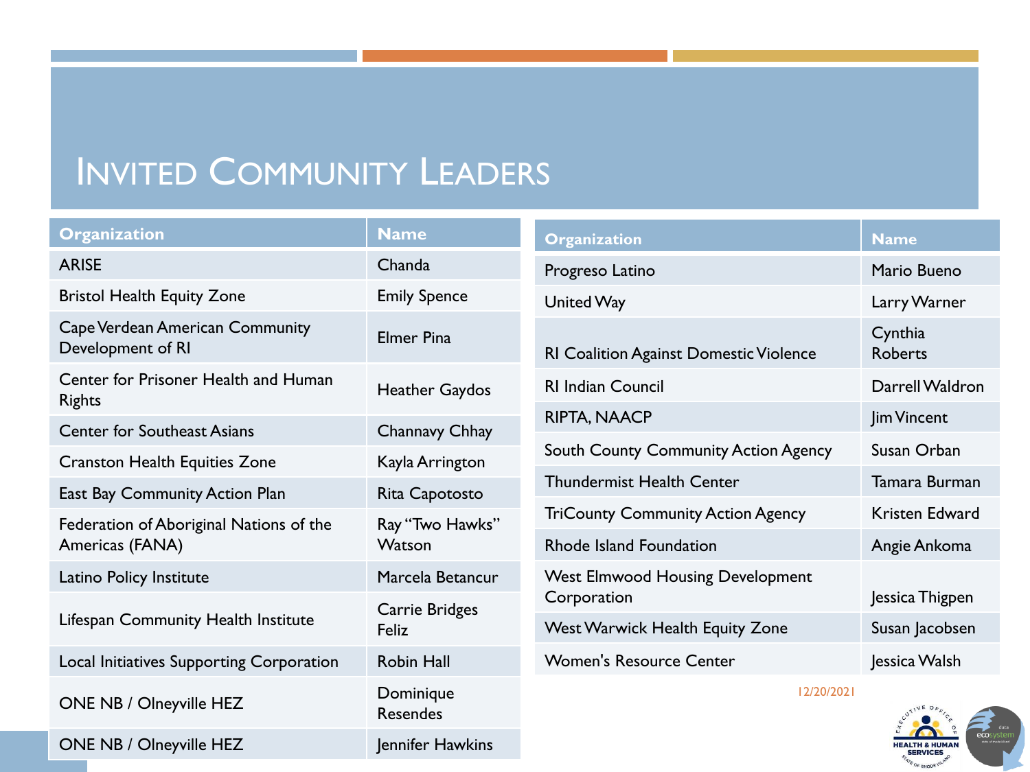# Invited Community Leaders

| Organization | Name |
|---|---|
| ARISE | Chanda |
| Bristol Health Equity Zone | Emily Spence |
| Cape Verdean American Community Development of RI | Elmer Pina |
| Center for Prisoner Health and Human Rights | Heather Gaydos |
| Center for Southeast Asians | Channavy Chhay |
| Cranston Health Equities Zone | Kayla Arrington |
| East Bay Community Action Plan | Rita Capotosto |
| Federation of Aboriginal Nations of the Americas (FANA) | Ray "Two Hawks" Watson |
| Latino Policy Institute | Marcela Betancur |
| Lifespan Community Health Institute | Carrie Bridges Feliz |
| Local Initiatives Supporting Corporation | Robin Hall |
| ONE NB / Olneyville HEZ | Dominique Resendes |
| ONE NB / Olneyville HEZ | Jennifer Hawkins |

| Organization | Name |
|---|---|
| Progreso Latino | Mario Bueno |
| United Way | Larry Warner |
| RI Coalition Against Domestic Violence | Cynthia Roberts |
| RI Indian Council | Darrell Waldron |
| RIPTA, NAACP | Jim Vincent |
| South County Community Action Agency | Susan Orban |
| Thundermist Health Center | Tamara Burman |
| TriCounty Community Action Agency | Kristen Edward |
| Rhode Island Foundation | Angie Ankoma |
| West Elmwood Housing Development Corporation | Jessica Thigpen |
| West Warwick Health Equity Zone | Susan Jacobsen |
| Women's Resource Center | Jessica Walsh |

12/20/2021